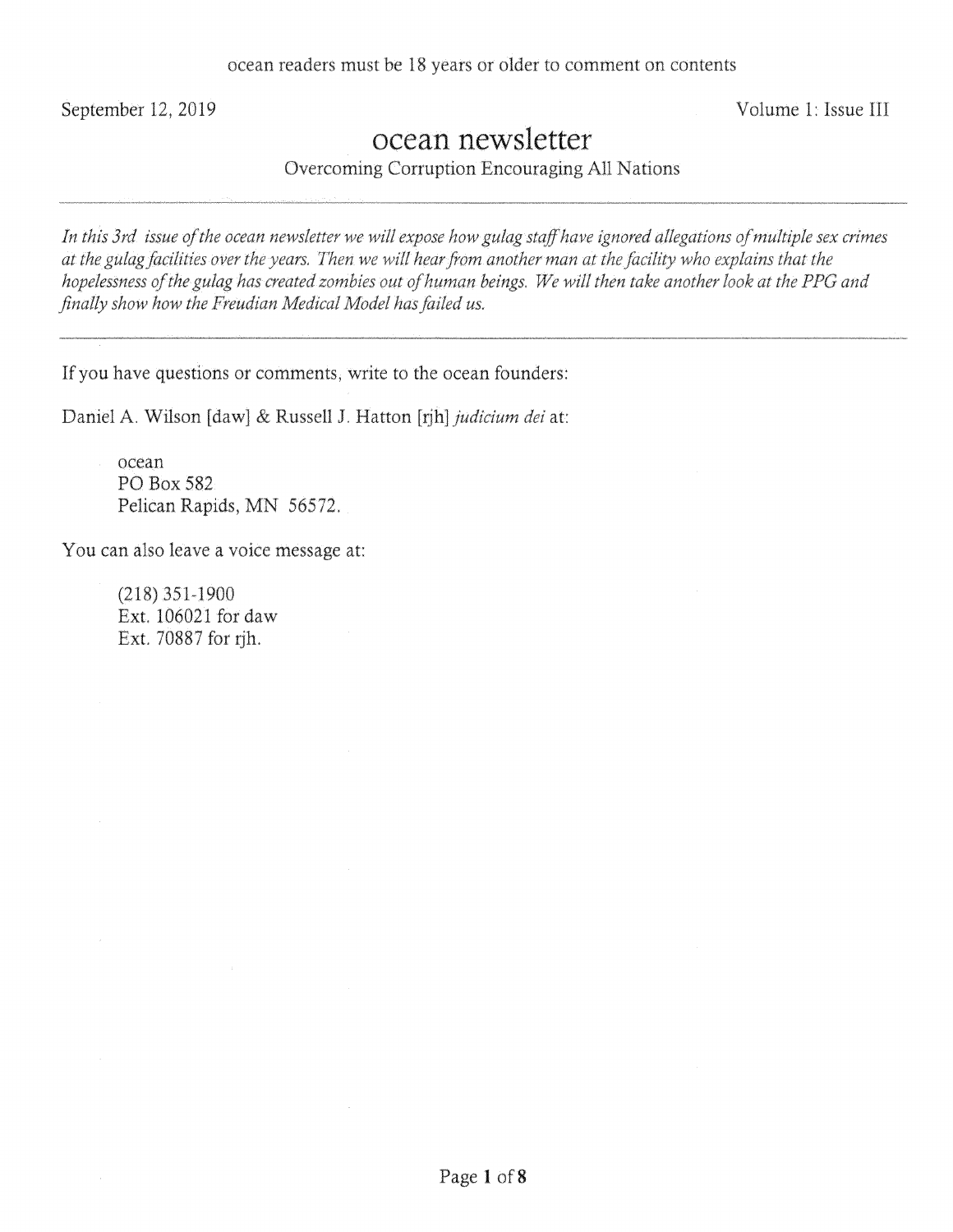ocean readers must be 18 years or older to comment on contents

September 12, 2019 | Volume 1: Issue III

# ocean newsletter

Overcoming Corruption Encouraging All Nations

---

*In this 3rd issue of the ocean newsletter we will expose how gulag staff have ignored allegations of multiple sex crimes at the gulag facilities over the years. Then we will hear from another man at the facility who explains that the hopelessness of the gulag has created zombies out of human beings. We will then take another look at the PPG and finally show how the Freudian Medical Model has failed us.*

---

If you have questions or comments, write to the ocean founders:

Daniel A. Wilson [daw] & Russell J. Hatton [rjh] *judicium dei* at:

> ocean
> PO Box 582
> Pelican Rapids, MN 56572.

You can also leave a voice message at:

> (218) 351-1900
> Ext. 106021 for daw
> Ext. 70887 for rjh.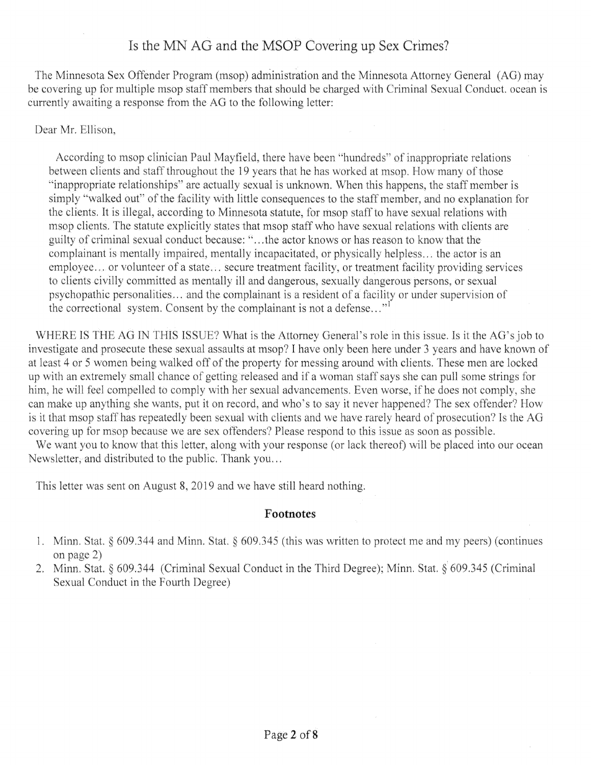# Is the MN AG and the MSOP Covering up Sex Crimes?

The Minnesota Sex Offender Program (msop) administration and the Minnesota Attorney General (AG) may be covering up for multiple msop staff members that should be charged with Criminal Sexual Conduct. ocean is currently awaiting a response from the AG to the following letter:

Dear Mr. Ellison,

> According to msop clinician Paul Mayfield, there have been "hundreds" of inappropriate relations between clients and staff throughout the 19 years that he has worked at msop. How many of those "inappropriate relationships" are actually sexual is unknown. When this happens, the staff member is simply "walked out" of the facility with little consequences to the staff member, and no explanation for the clients. It is illegal, according to Minnesota statute, for msop staff to have sexual relations with msop clients. The statute explicitly states that msop staff who have sexual relations with clients are guilty of criminal sexual conduct because: "…the actor knows or has reason to know that the complainant is mentally impaired, mentally incapacitated, or physically helpless… the actor is an employee… or volunteer of a state… secure treatment facility, or treatment facility providing services to clients civilly committed as mentally ill and dangerous, sexually dangerous persons, or sexual psychopathic personalities… and the complainant is a resident of a facility or under supervision of the correctional system. Consent by the complainant is not a defense…"[1]

WHERE IS THE AG IN THIS ISSUE? What is the Attorney General's role in this issue. Is it the AG's job to investigate and prosecute these sexual assaults at msop? I have only been here under 3 years and have known of at least 4 or 5 women being walked off of the property for messing around with clients. These men are locked up with an extremely small chance of getting released and if a woman staff says she can pull some strings for him, he will feel compelled to comply with her sexual advancements. Even worse, if he does not comply, she can make up anything she wants, put it on record, and who's to say it never happened? The sex offender? How is it that msop staff has repeatedly been sexual with clients and we have rarely heard of prosecution? Is the AG covering up for msop because we are sex offenders? Please respond to this issue as soon as possible.

We want you to know that this letter, along with your response (or lack thereof) will be placed into our ocean Newsletter, and distributed to the public. Thank you…

This letter was sent on August 8, 2019 and we have still heard nothing.

### Footnotes

1. Minn. Stat. § 609.344 and Minn. Stat. § 609.345 (this was written to protect me and my peers) (continues on page 2)
2. Minn. Stat. § 609.344 (Criminal Sexual Conduct in the Third Degree); Minn. Stat. § 609.345 (Criminal Sexual Conduct in the Fourth Degree)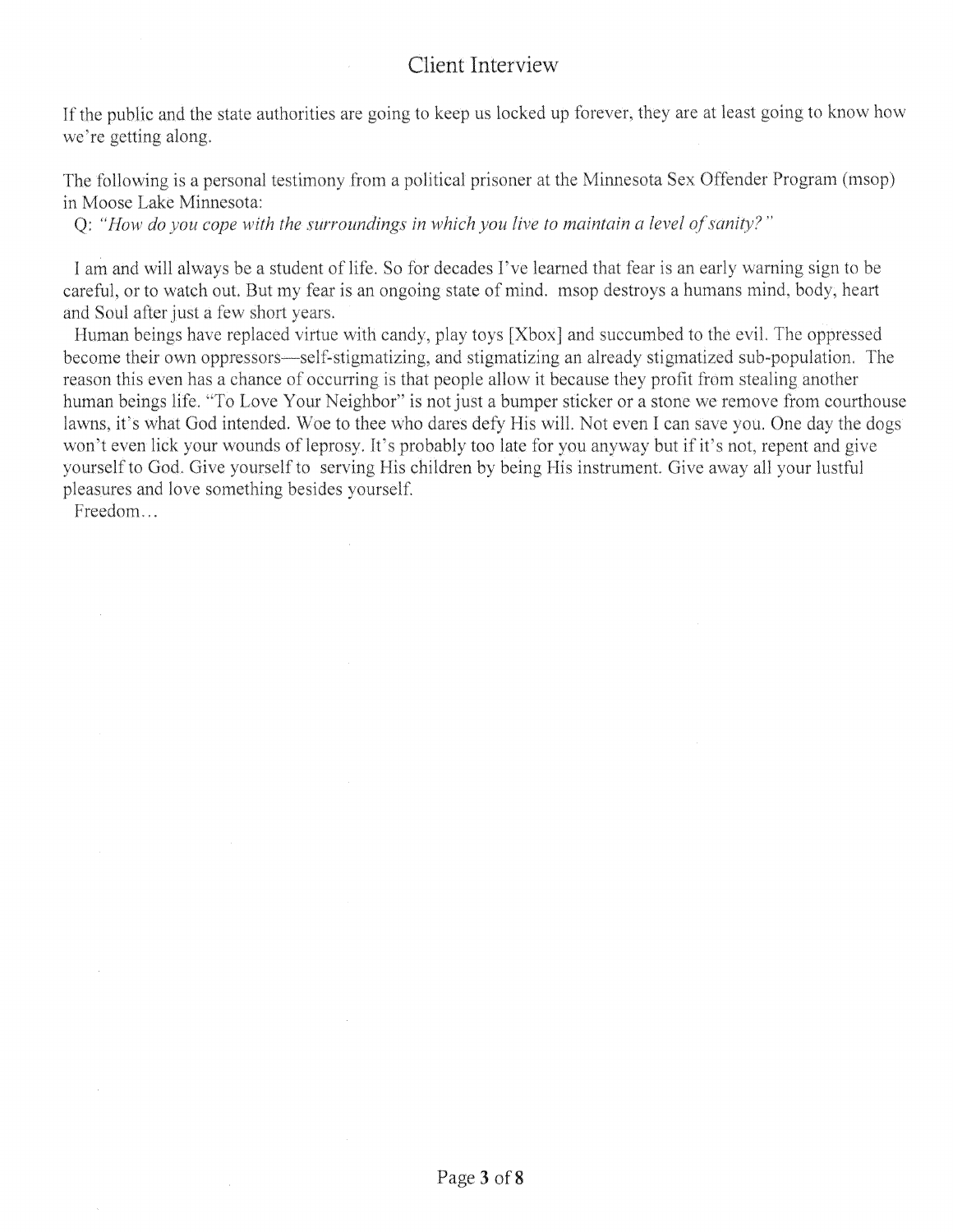## Client Interview

If the public and the state authorities are going to keep us locked up forever, they are at least going to know how we're getting along.

The following is a personal testimony from a political prisoner at the Minnesota Sex Offender Program (msop) in Moose Lake Minnesota:

Q: *"How do you cope with the surroundings in which you live to maintain a level of sanity?"*

I am and will always be a student of life. So for decades I've learned that fear is an early warning sign to be careful, or to watch out. But my fear is an ongoing state of mind. msop destroys a humans mind, body, heart and Soul after just a few short years.

Human beings have replaced virtue with candy, play toys [Xbox] and succumbed to the evil. The oppressed become their own oppressors—self-stigmatizing, and stigmatizing an already stigmatized sub-population. The reason this even has a chance of occurring is that people allow it because they profit from stealing another human beings life. "To Love Your Neighbor" is not just a bumper sticker or a stone we remove from courthouse lawns, it's what God intended. Woe to thee who dares defy His will. Not even I can save you. One day the dogs won't even lick your wounds of leprosy. It's probably too late for you anyway but if it's not, repent and give yourself to God. Give yourself to serving His children by being His instrument. Give away all your lustful pleasures and love something besides yourself.

Freedom…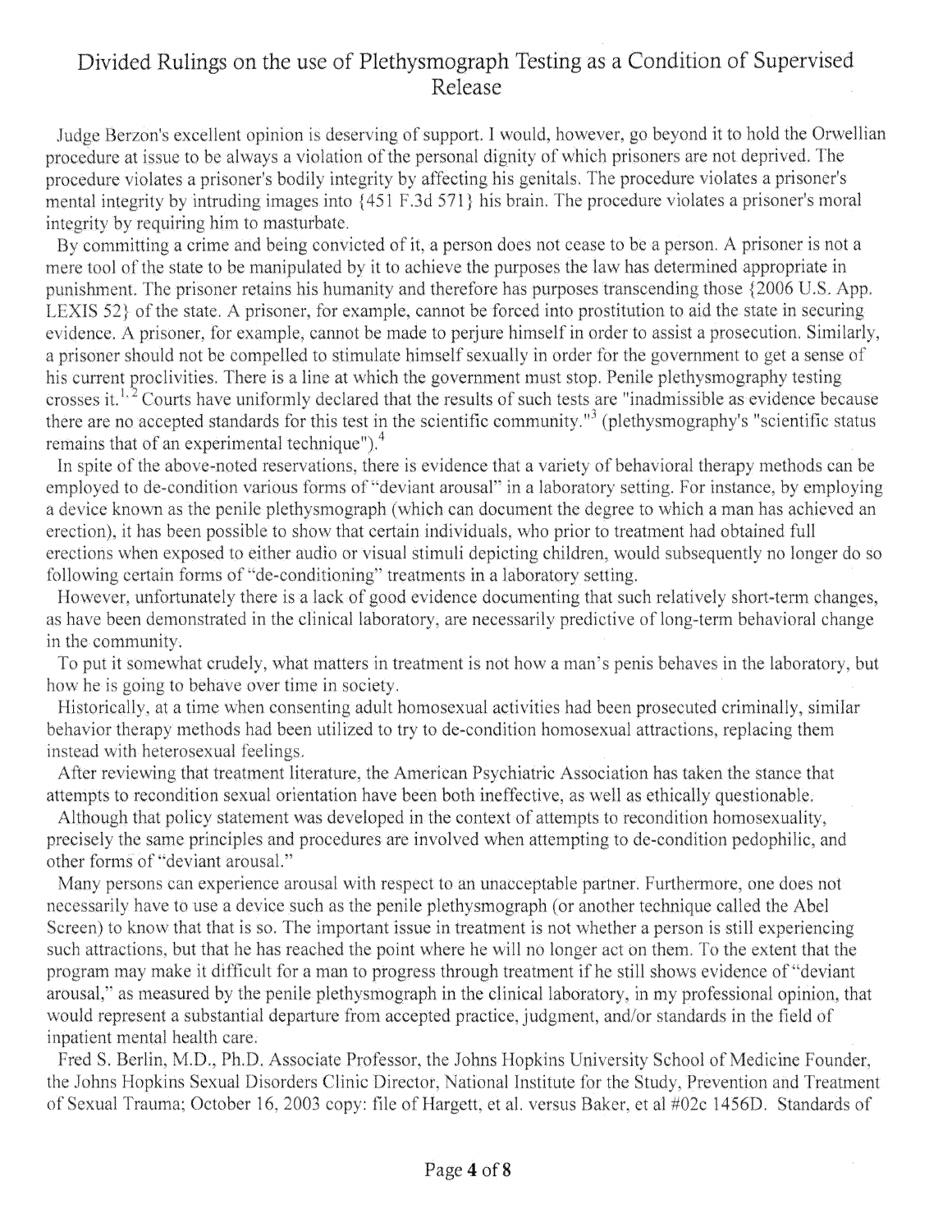# Divided Rulings on the use of Plethysmograph Testing as a Condition of Supervised Release

Judge Berzon's excellent opinion is deserving of support. I would, however, go beyond it to hold the Orwellian procedure at issue to be always a violation of the personal dignity of which prisoners are not deprived. The procedure violates a prisoner's bodily integrity by affecting his genitals. The procedure violates a prisoner's mental integrity by intruding images into {451 F.3d 571} his brain. The procedure violates a prisoner's moral integrity by requiring him to masturbate.

By committing a crime and being convicted of it, a person does not cease to be a person. A prisoner is not a mere tool of the state to be manipulated by it to achieve the purposes the law has determined appropriate in punishment. The prisoner retains his humanity and therefore has purposes transcending those {2006 U.S. App. LEXIS 52} of the state. A prisoner, for example, cannot be forced into prostitution to aid the state in securing evidence. A prisoner, for example, cannot be made to perjure himself in order to assist a prosecution. Similarly, a prisoner should not be compelled to stimulate himself sexually in order for the government to get a sense of his current proclivities. There is a line at which the government must stop. Penile plethysmography testing crosses it.[1, 2] Courts have uniformly declared that the results of such tests are "inadmissible as evidence because there are no accepted standards for this test in the scientific community."[3] (plethysmography's "scientific status remains that of an experimental technique").[4]

In spite of the above-noted reservations, there is evidence that a variety of behavioral therapy methods can be employed to de-condition various forms of "deviant arousal" in a laboratory setting. For instance, by employing a device known as the penile plethysmograph (which can document the degree to which a man has achieved an erection), it has been possible to show that certain individuals, who prior to treatment had obtained full erections when exposed to either audio or visual stimuli depicting children, would subsequently no longer do so following certain forms of "de-conditioning" treatments in a laboratory setting.

However, unfortunately there is a lack of good evidence documenting that such relatively short-term changes, as have been demonstrated in the clinical laboratory, are necessarily predictive of long-term behavioral change in the community.

To put it somewhat crudely, what matters in treatment is not how a man's penis behaves in the laboratory, but how he is going to behave over time in society.

Historically, at a time when consenting adult homosexual activities had been prosecuted criminally, similar behavior therapy methods had been utilized to try to de-condition homosexual attractions, replacing them instead with heterosexual feelings.

After reviewing that treatment literature, the American Psychiatric Association has taken the stance that attempts to recondition sexual orientation have been both ineffective, as well as ethically questionable.

Although that policy statement was developed in the context of attempts to recondition homosexuality, precisely the same principles and procedures are involved when attempting to de-condition pedophilic, and other forms of "deviant arousal."

Many persons can experience arousal with respect to an unacceptable partner. Furthermore, one does not necessarily have to use a device such as the penile plethysmograph (or another technique called the Abel Screen) to know that that is so. The important issue in treatment is not whether a person is still experiencing such attractions, but that he has reached the point where he will no longer act on them. To the extent that the program may make it difficult for a man to progress through treatment if he still shows evidence of "deviant arousal," as measured by the penile plethysmograph in the clinical laboratory, in my professional opinion, that would represent a substantial departure from accepted practice, judgment, and/or standards in the field of inpatient mental health care.

Fred S. Berlin, M.D., Ph.D. Associate Professor, the Johns Hopkins University School of Medicine Founder, the Johns Hopkins Sexual Disorders Clinic Director, National Institute for the Study, Prevention and Treatment of Sexual Trauma; October 16, 2003 copy: file of Hargett, et al. versus Baker, et al #02c 1456D. Standards of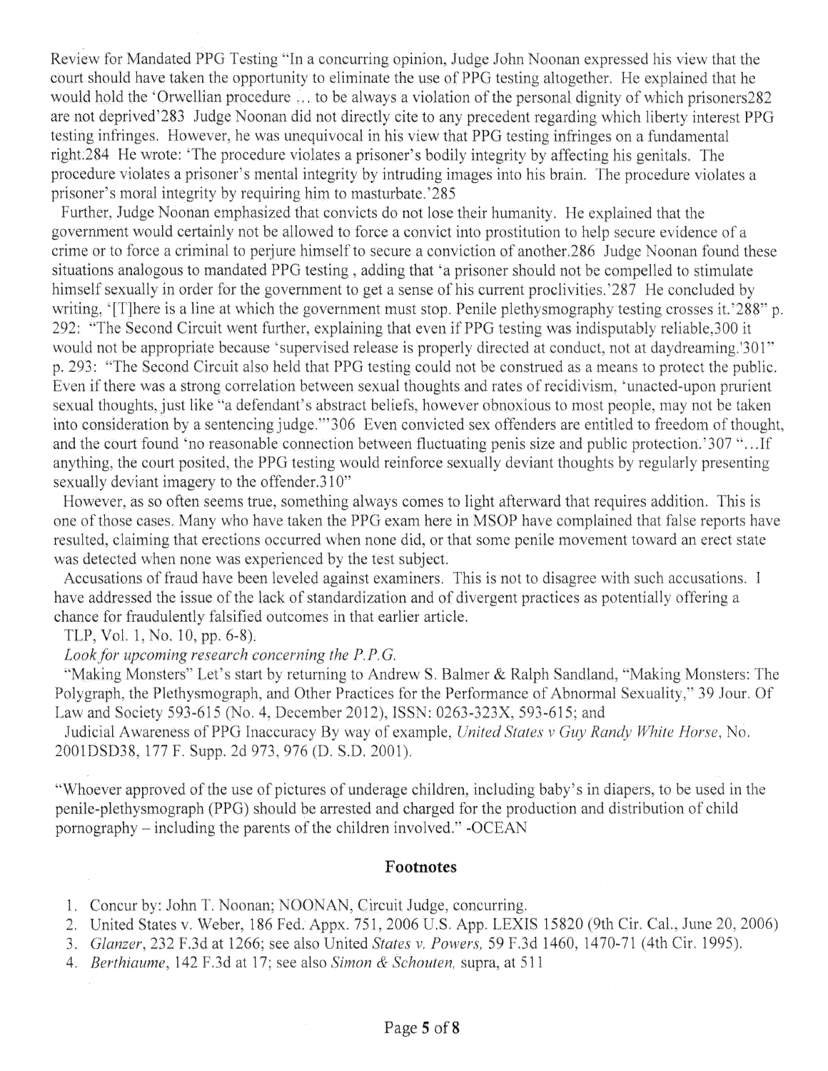Review for Mandated PPG Testing "In a concurring opinion, Judge John Noonan expressed his view that the court should have taken the opportunity to eliminate the use of PPG testing altogether. He explained that he would hold the 'Orwellian procedure ... to be always a violation of the personal dignity of which prisoners282 are not deprived'283 Judge Noonan did not directly cite to any precedent regarding which liberty interest PPG testing infringes. However, he was unequivocal in his view that PPG testing infringes on a fundamental right.284 He wrote: 'The procedure violates a prisoner's bodily integrity by affecting his genitals. The procedure violates a prisoner's mental integrity by intruding images into his brain. The procedure violates a prisoner's moral integrity by requiring him to masturbate.'285

Further, Judge Noonan emphasized that convicts do not lose their humanity. He explained that the government would certainly not be allowed to force a convict into prostitution to help secure evidence of a crime or to force a criminal to perjure himself to secure a conviction of another.286 Judge Noonan found these situations analogous to mandated PPG testing , adding that 'a prisoner should not be compelled to stimulate himself sexually in order for the government to get a sense of his current proclivities.'287 He concluded by writing, '[T]here is a line at which the government must stop. Penile plethysmography testing crosses it.'288" p. 292: "The Second Circuit went further, explaining that even if PPG testing was indisputably reliable,300 it would not be appropriate because 'supervised release is properly directed at conduct, not at daydreaming.'301" p. 293: "The Second Circuit also held that PPG testing could not be construed as a means to protect the public. Even if there was a strong correlation between sexual thoughts and rates of recidivism, 'unacted-upon prurient sexual thoughts, just like "a defendant's abstract beliefs, however obnoxious to most people, may not be taken into consideration by a sentencing judge."'306 Even convicted sex offenders are entitled to freedom of thought, and the court found 'no reasonable connection between fluctuating penis size and public protection.'307 "...If anything, the court posited, the PPG testing would reinforce sexually deviant thoughts by regularly presenting sexually deviant imagery to the offender.310"

However, as so often seems true, something always comes to light afterward that requires addition. This is one of those cases. Many who have taken the PPG exam here in MSOP have complained that false reports have resulted, claiming that erections occurred when none did, or that some penile movement toward an erect state was detected when none was experienced by the test subject.

Accusations of fraud have been leveled against examiners. This is not to disagree with such accusations. I have addressed the issue of the lack of standardization and of divergent practices as potentially offering a chance for fraudulently falsified outcomes in that earlier article.

TLP, Vol. 1, No. 10, pp. 6-8).

*Look for upcoming research concerning the P.P.G.*

"Making Monsters" Let's start by returning to Andrew S. Balmer & Ralph Sandland, "Making Monsters: The Polygraph, the Plethysmograph, and Other Practices for the Performance of Abnormal Sexuality," 39 Jour. Of Law and Society 593-615 (No. 4, December 2012), ISSN: 0263-323X, 593-615; and

Judicial Awareness of PPG Inaccuracy By way of example, *United States v Guy Randy White Horse*, No. 2001DSD38, 177 F. Supp. 2d 973, 976 (D. S.D. 2001).

"Whoever approved of the use of pictures of underage children, including baby's in diapers, to be used in the penile-plethysmograph (PPG) should be arrested and charged for the production and distribution of child pornography – including the parents of the children involved." -OCEAN

## Footnotes

1. Concur by: John T. Noonan; NOONAN, Circuit Judge, concurring.
2. United States v. Weber, 186 Fed. Appx. 751, 2006 U.S. App. LEXIS 15820 (9th Cir. Cal., June 20, 2006)
3. *Glanzer*, 232 F.3d at 1266; see also United *States v. Powers,* 59 F.3d 1460, 1470-71 (4th Cir. 1995).
4. *Berthiaume*, 142 F.3d at 17; see also *Simon & Schouten,* supra, at 511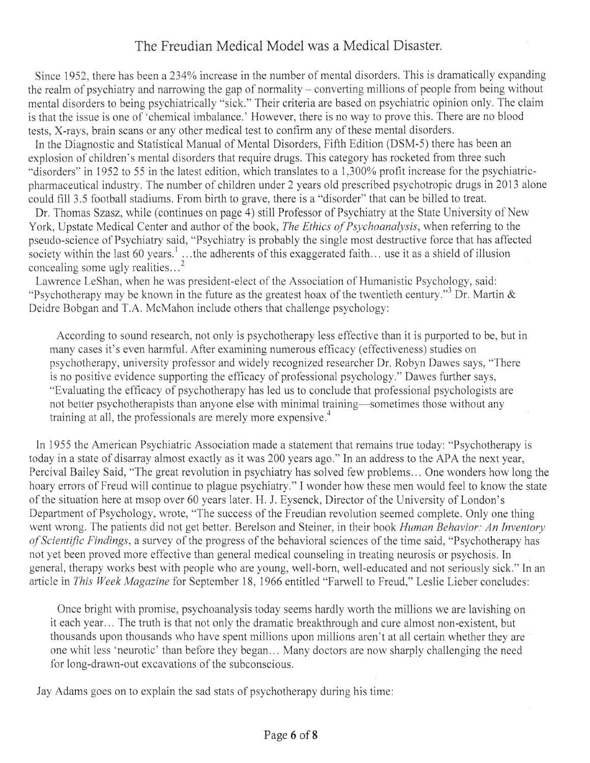# The Freudian Medical Model was a Medical Disaster.

Since 1952, there has been a 234% increase in the number of mental disorders. This is dramatically expanding the realm of psychiatry and narrowing the gap of normality – converting millions of people from being without mental disorders to being psychiatrically "sick." Their criteria are based on psychiatric opinion only. The claim is that the issue is one of 'chemical imbalance.' However, there is no way to prove this. There are no blood tests, X-rays, brain scans or any other medical test to confirm any of these mental disorders.

In the Diagnostic and Statistical Manual of Mental Disorders, Fifth Edition (DSM-5) there has been an explosion of children's mental disorders that require drugs. This category has rocketed from three such "disorders" in 1952 to 55 in the latest edition, which translates to a 1,300% profit increase for the psychiatric-pharmaceutical industry. The number of children under 2 years old prescribed psychotropic drugs in 2013 alone could fill 3.5 football stadiums. From birth to grave, there is a "disorder" that can be billed to treat.

Dr. Thomas Szasz, while (continues on page 4) still Professor of Psychiatry at the State University of New York, Upstate Medical Center and author of the book, *The Ethics of Psychoanalysis*, when referring to the pseudo-science of Psychiatry said, "Psychiatry is probably the single most destructive force that has affected society within the last 60 years.[1] …the adherents of this exaggerated faith… use it as a shield of illusion concealing some ugly realities…[2]

Lawrence LeShan, when he was president-elect of the Association of Humanistic Psychology, said: "Psychotherapy may be known in the future as the greatest hoax of the twentieth century."[3] Dr. Martin & Deidre Bobgan and T.A. McMahon include others that challenge psychology:

> According to sound research, not only is psychotherapy less effective than it is purported to be, but in many cases it's even harmful. After examining numerous efficacy (effectiveness) studies on psychotherapy, university professor and widely recognized researcher Dr. Robyn Dawes says, "There is no positive evidence supporting the efficacy of professional psychology." Dawes further says, "Evaluating the efficacy of psychotherapy has led us to conclude that professional psychologists are not better psychotherapists than anyone else with minimal training—sometimes those without any training at all, the professionals are merely more expensive.[4]

In 1955 the American Psychiatric Association made a statement that remains true today: "Psychotherapy is today in a state of disarray almost exactly as it was 200 years ago." In an address to the APA the next year, Percival Bailey Said, "The great revolution in psychiatry has solved few problems… One wonders how long the hoary errors of Freud will continue to plague psychiatry." I wonder how these men would feel to know the state of the situation here at msop over 60 years later. H. J. Eysenck, Director of the University of London's Department of Psychology, wrote, "The success of the Freudian revolution seemed complete. Only one thing went wrong. The patients did not get better. Berelson and Steiner, in their book *Human Behavior: An Inventory of Scientific Findings*, a survey of the progress of the behavioral sciences of the time said, "Psychotherapy has not yet been proved more effective than general medical counseling in treating neurosis or psychosis. In general, therapy works best with people who are young, well-born, well-educated and not seriously sick." In an article in *This Week Magazine* for September 18, 1966 entitled "Farwell to Freud," Leslie Lieber concludes:

> Once bright with promise, psychoanalysis today seems hardly worth the millions we are lavishing on it each year… The truth is that not only the dramatic breakthrough and cure almost non-existent, but thousands upon thousands who have spent millions upon millions aren't at all certain whether they are one whit less 'neurotic' than before they began… Many doctors are now sharply challenging the need for long-drawn-out excavations of the subconscious.

Jay Adams goes on to explain the sad stats of psychotherapy during his time: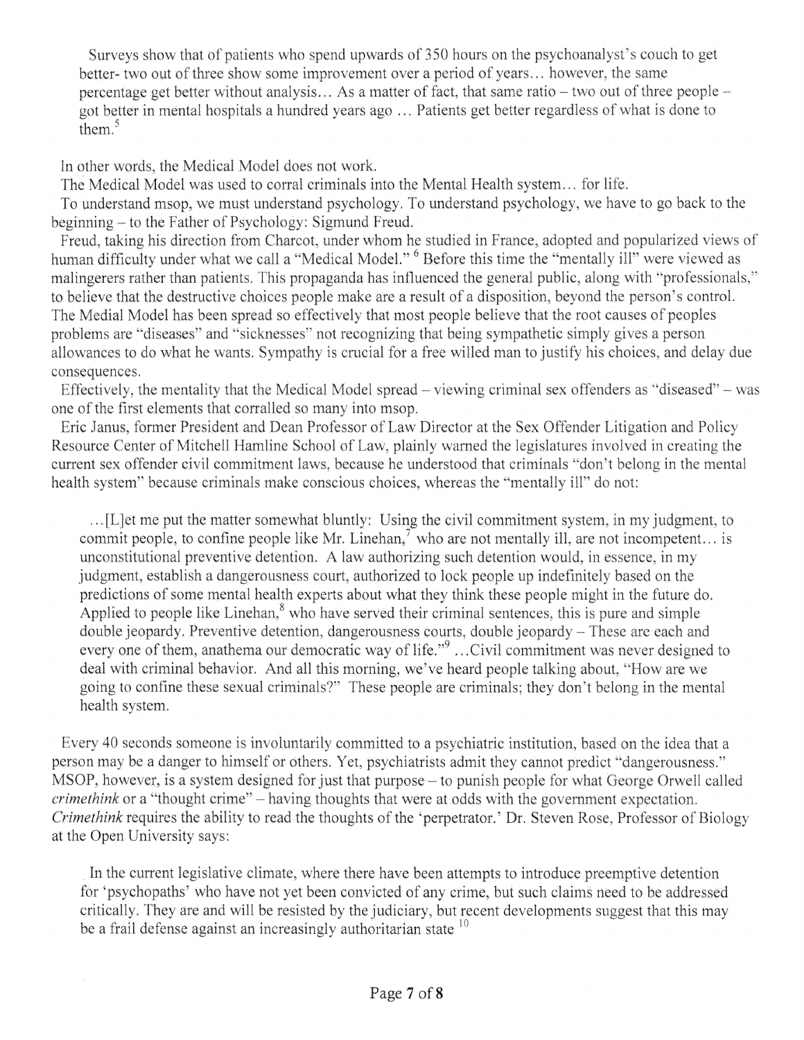> Surveys show that of patients who spend upwards of 350 hours on the psychoanalyst's couch to get better- two out of three show some improvement over a period of years… however, the same percentage get better without analysis… As a matter of fact, that same ratio – two out of three people – got better in mental hospitals a hundred years ago … Patients get better regardless of what is done to them.[5]

In other words, the Medical Model does not work.

The Medical Model was used to corral criminals into the Mental Health system… for life.

To understand msop, we must understand psychology. To understand psychology, we have to go back to the beginning – to the Father of Psychology: Sigmund Freud.

Freud, taking his direction from Charcot, under whom he studied in France, adopted and popularized views of human difficulty under what we call a "Medical Model."[6] Before this time the "mentally ill" were viewed as malingerers rather than patients. This propaganda has influenced the general public, along with "professionals," to believe that the destructive choices people make are a result of a disposition, beyond the person's control. The Medial Model has been spread so effectively that most people believe that the root causes of peoples problems are "diseases" and "sicknesses" not recognizing that being sympathetic simply gives a person allowances to do what he wants. Sympathy is crucial for a free willed man to justify his choices, and delay due consequences.

Effectively, the mentality that the Medical Model spread – viewing criminal sex offenders as "diseased" – was one of the first elements that corralled so many into msop.

Eric Janus, former President and Dean Professor of Law Director at the Sex Offender Litigation and Policy Resource Center of Mitchell Hamline School of Law, plainly warned the legislatures involved in creating the current sex offender civil commitment laws, because he understood that criminals "don't belong in the mental health system" because criminals make conscious choices, whereas the "mentally ill" do not:

> …[L]et me put the matter somewhat bluntly: Using the civil commitment system, in my judgment, to commit people, to confine people like Mr. Linehan,[7] who are not mentally ill, are not incompetent… is unconstitutional preventive detention. A law authorizing such detention would, in essence, in my judgment, establish a dangerousness court, authorized to lock people up indefinitely based on the predictions of some mental health experts about what they think these people might in the future do. Applied to people like Linehan,[8] who have served their criminal sentences, this is pure and simple double jeopardy. Preventive detention, dangerousness courts, double jeopardy – These are each and every one of them, anathema our democratic way of life."[9] …Civil commitment was never designed to deal with criminal behavior. And all this morning, we've heard people talking about, "How are we going to confine these sexual criminals?" These people are criminals; they don't belong in the mental health system.

Every 40 seconds someone is involuntarily committed to a psychiatric institution, based on the idea that a person may be a danger to himself or others. Yet, psychiatrists admit they cannot predict "dangerousness." MSOP, however, is a system designed for just that purpose – to punish people for what George Orwell called *crimethink* or a "thought crime" – having thoughts that were at odds with the government expectation. *Crimethink* requires the ability to read the thoughts of the 'perpetrator.' Dr. Steven Rose, Professor of Biology at the Open University says:

> In the current legislative climate, where there have been attempts to introduce preemptive detention for 'psychopaths' who have not yet been convicted of any crime, but such claims need to be addressed critically. They are and will be resisted by the judiciary, but recent developments suggest that this may be a frail defense against an increasingly authoritarian state [10]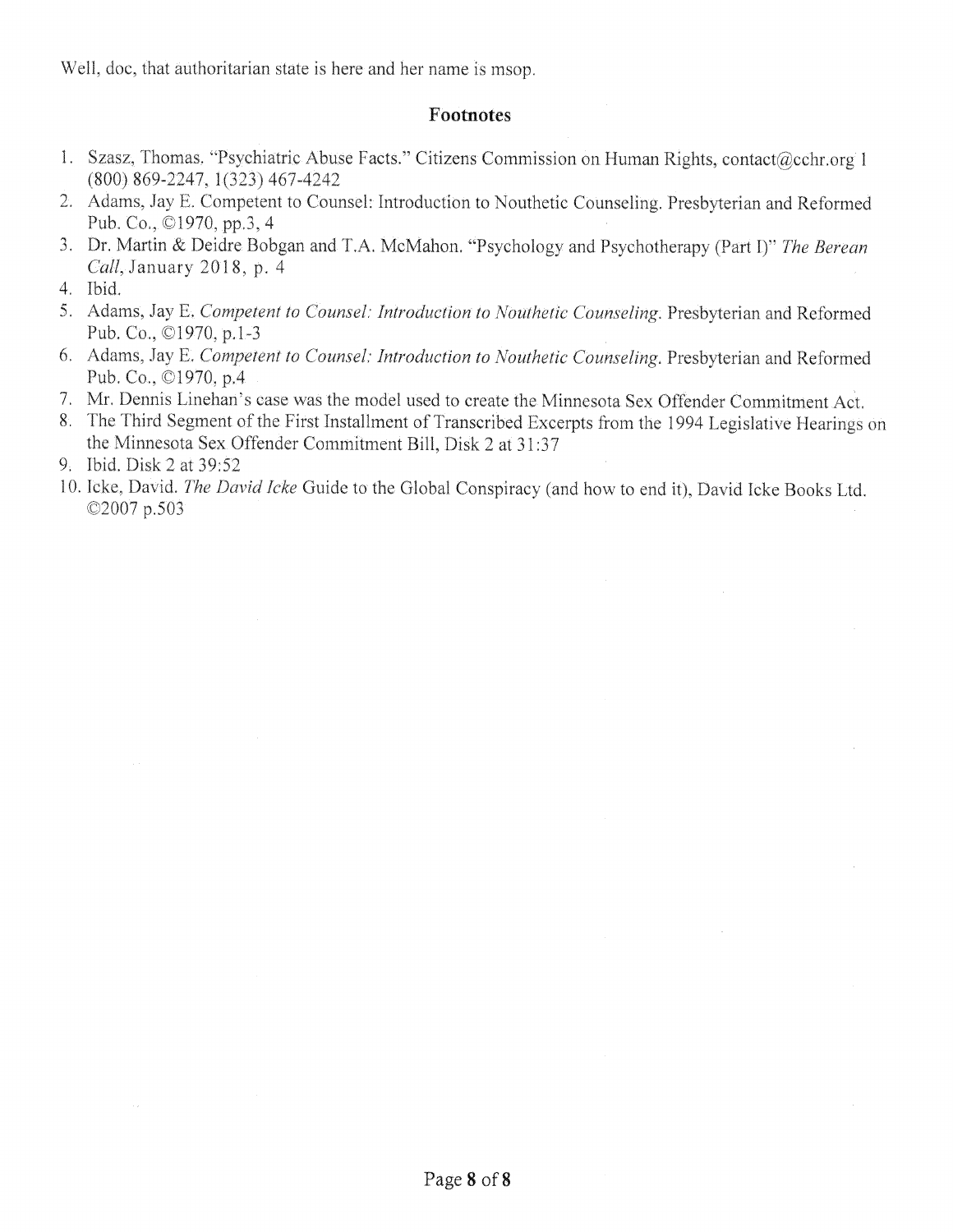Well, doc, that authoritarian state is here and her name is msop.

## Footnotes

1. Szasz, Thomas. "Psychiatric Abuse Facts." Citizens Commission on Human Rights, contact@cchr.org 1 (800) 869-2247, 1(323) 467-4242
2. Adams, Jay E. Competent to Counsel: Introduction to Nouthetic Counseling. Presbyterian and Reformed Pub. Co., ©1970, pp.3, 4
3. Dr. Martin & Deidre Bobgan and T.A. McMahon. "Psychology and Psychotherapy (Part I)" *The Berean Call*, January 2018, p. 4
4. Ibid.
5. Adams, Jay E. *Competent to Counsel: Introduction to Nouthetic Counseling*. Presbyterian and Reformed Pub. Co., ©1970, p.1-3
6. Adams, Jay E. *Competent to Counsel: Introduction to Nouthetic Counseling*. Presbyterian and Reformed Pub. Co., ©1970, p.4
7. Mr. Dennis Linehan's case was the model used to create the Minnesota Sex Offender Commitment Act.
8. The Third Segment of the First Installment of Transcribed Excerpts from the 1994 Legislative Hearings on the Minnesota Sex Offender Commitment Bill, Disk 2 at 31:37
9. Ibid. Disk 2 at 39:52
10. Icke, David. *The David Icke* Guide to the Global Conspiracy (and how to end it), David Icke Books Ltd. ©2007 p.503